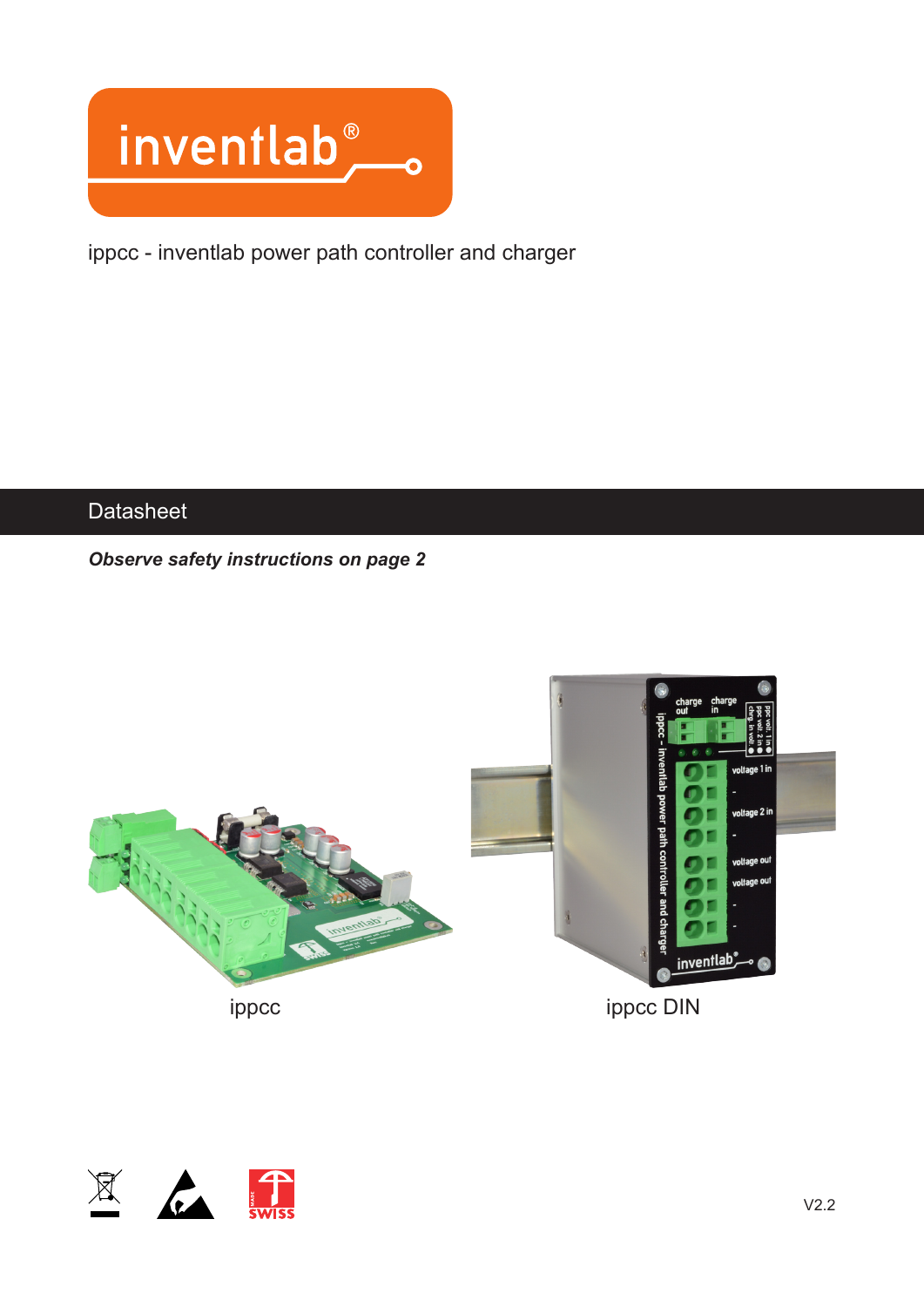inventlab®

ippcc - inventlab power path controller and charger

## Datasheet

***Observe safety instructions on page 2***

ippcc

ippcc DIN

V2.2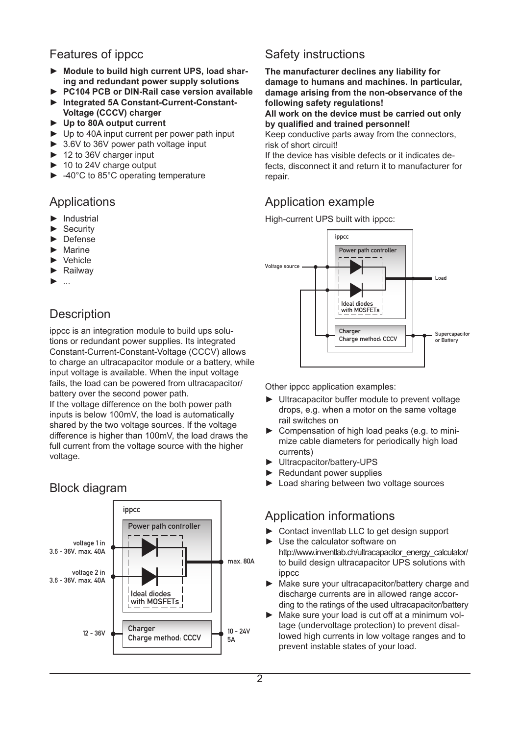## Features of ippcc

- **Module to build high current UPS, load sharing and redundant power supply solutions**
- **PC104 PCB or DIN-Rail case version available**
- **Integrated 5A Constant-Current-Constant-Voltage (CCCV) charger**
- **Up to 80A output current**
- Up to 40A input current per power path input
- 3.6V to 36V power path voltage input
- 12 to 36V charger input
- 10 to 24V charge output
- -40°C to 85°C operating temperature

## Applications

- Industrial
- Security
- Defense
- Marine
- Vehicle
- Railway
- ...

## Description

ippcc is an integration module to build ups solutions or redundant power supplies. Its integrated Constant-Current-Constant-Voltage (CCCV) allows to charge an ultracapacitor module or a battery, while input voltage is available. When the input voltage fails, the load can be powered from ultracapacitor/battery over the second power path.

If the voltage difference on the both power path inputs is below 100mV, the load is automatically shared by the two voltage sources. If the voltage difference is higher than 100mV, the load draws the full current from the voltage source with the higher voltage.

## Block diagram

ippcc

Power path controller

voltage 1 in
3.6 - 36V, max. 40A

voltage 2 in
3.6 - 36V, max. 40A

max. 80A

Ideal diodes with MOSFETs

12 - 36V

Charger
Charge method: CCCV

10 - 24V
5A

## Safety instructions

**The manufacturer declines any liability for damage to humans and machines. In particular, damage arising from the non-observance of the following safety regulations!**

**All work on the device must be carried out only by qualified and trained personnel!**

Keep conductive parts away from the connectors, risk of short circuit!

If the device has visible defects or it indicates defects, disconnect it and return it to manufacturer for repair.

## Application example

High-current UPS built with ippcc:

ippcc

Power path controller

Voltage source

Load

Ideal diodes with MOSFETs

Charger
Charge method: CCCV

Supercapacitor or Battery

Other ippcc application examples:

- Ultracapacitor buffer module to prevent voltage drops, e.g. when a motor on the same voltage rail switches on
- Compensation of high load peaks (e.g. to minimize cable diameters for periodically high load currents)
- Ultracpacitor/battery-UPS
- Redundant power supplies
- Load sharing between two voltage sources

## Application informations

- Contact inventlab LLC to get design support
- Use the calculator software on http://www.inventlab.ch/ultracapacitor_energy_calculator/ to build design ultracapacitor UPS solutions with ippcc
- Make sure your ultracapacitor/battery charge and discharge currents are in allowed range according to the ratings of the used ultracapacitor/battery
- Make sure your load is cut off at a minimum voltage (undervoltage protection) to prevent disallowed high currents in low voltage ranges and to prevent instable states of your load.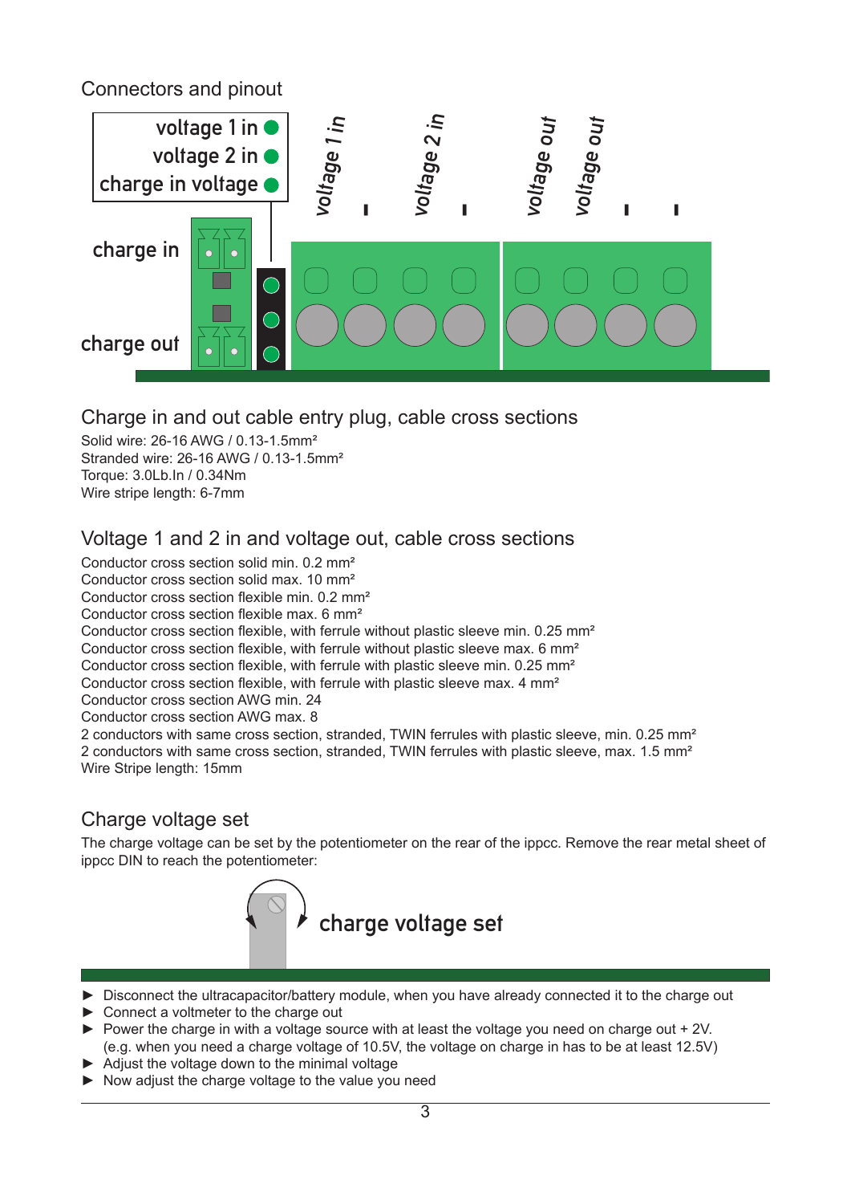## Connectors and pinout

voltage 1 in
voltage 2 in
charge in voltage

charge in

charge out

voltage 1 in
voltage 2 in
voltage out
voltage out

## Charge in and out cable entry plug, cable cross sections

Solid wire: 26-16 AWG / 0.13-1.5mm²
Stranded wire: 26-16 AWG / 0.13-1.5mm²
Torque: 3.0Lb.In / 0.34Nm
Wire stripe length: 6-7mm

## Voltage 1 and 2 in and voltage out, cable cross sections

Conductor cross section solid min. 0.2 mm²
Conductor cross section solid max. 10 mm²
Conductor cross section flexible min. 0.2 mm²
Conductor cross section flexible max. 6 mm²
Conductor cross section flexible, with ferrule without plastic sleeve min. 0.25 mm²
Conductor cross section flexible, with ferrule without plastic sleeve max. 6 mm²
Conductor cross section flexible, with ferrule with plastic sleeve min. 0.25 mm²
Conductor cross section flexible, with ferrule with plastic sleeve max. 4 mm²
Conductor cross section AWG min. 24
Conductor cross section AWG max. 8
2 conductors with same cross section, stranded, TWIN ferrules with plastic sleeve, min. 0.25 mm²
2 conductors with same cross section, stranded, TWIN ferrules with plastic sleeve, max. 1.5 mm²
Wire Stripe length: 15mm

## Charge voltage set

The charge voltage can be set by the potentiometer on the rear of the ippcc. Remove the rear metal sheet of ippcc DIN to reach the potentiometer:

charge voltage set

- ► Disconnect the ultracapacitor/battery module, when you have already connected it to the charge out
- ► Connect a voltmeter to the charge out
- ► Power the charge in with a voltage source with at least the voltage you need on charge out + 2V. (e.g. when you need a charge voltage of 10.5V, the voltage on charge in has to be at least 12.5V)
- ► Adjust the voltage down to the minimal voltage
- ► Now adjust the charge voltage to the value you need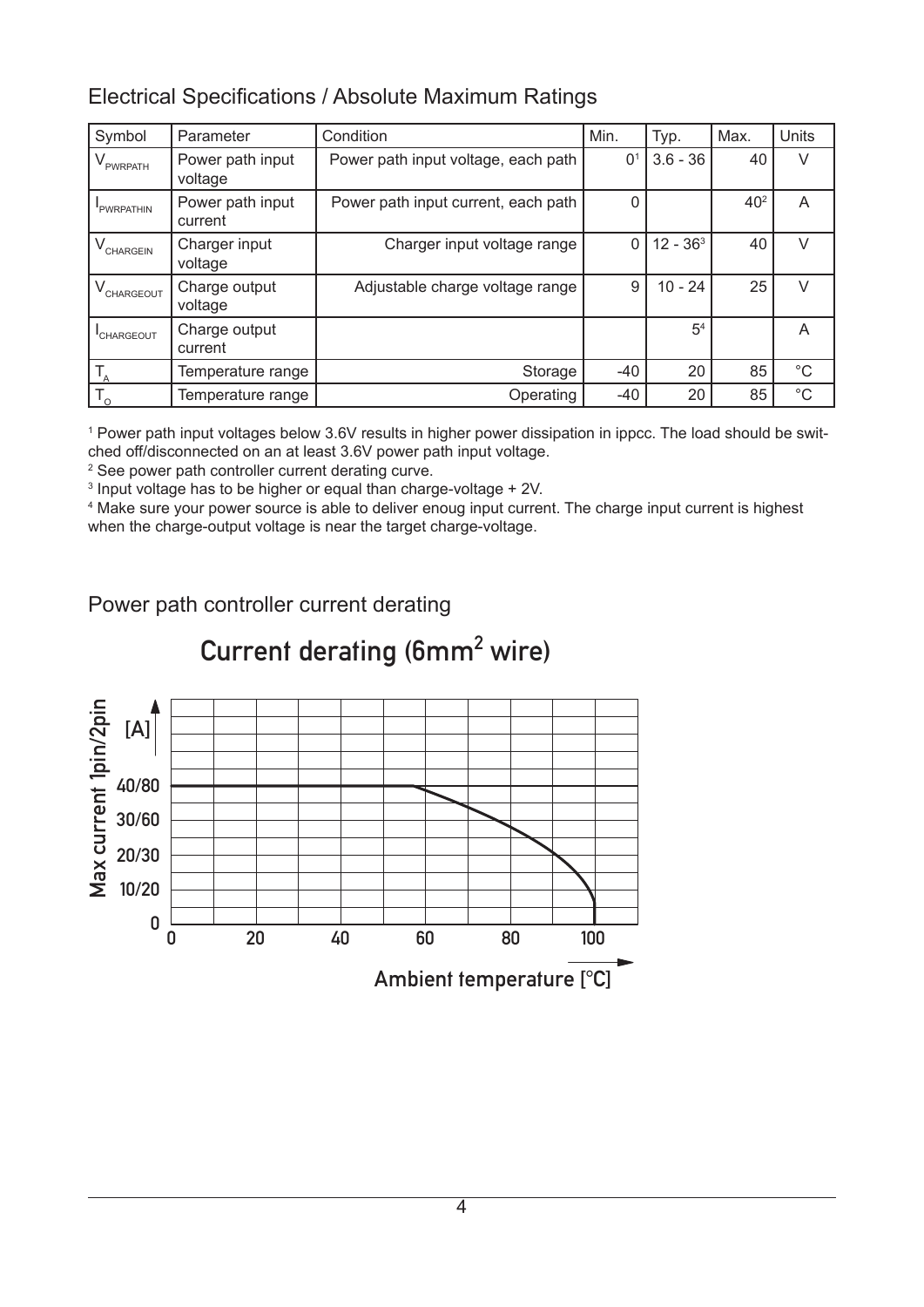## Electrical Specifications / Absolute Maximum Ratings

| Symbol | Parameter | Condition | Min. | Typ. | Max. | Units |
|---|---|---|---|---|---|---|
| $V_{PWRPATH}$ | Power path input voltage | Power path input voltage, each path | 0[1] | 3.6 - 36 | 40 | V |
| $I_{PWRPATHIN}$ | Power path input current | Power path input current, each path | 0 | | 40[2] | A |
| $V_{CHARGEIN}$ | Charger input voltage | Charger input voltage range | 0 | 12 - 36[3] | 40 | V |
| $V_{CHARGEOUT}$ | Charge output voltage | Adjustable charge voltage range | 9 | 10 - 24 | 25 | V |
| $I_{CHARGEOUT}$ | Charge output current | | | 5[4] | | A |
| $T_A$ | Temperature range | Storage | -40 | 20 | 85 | °C |
| $T_O$ | Temperature range | Operating | -40 | 20 | 85 | °C |

[1] Power path input voltages below 3.6V results in higher power dissipation in ippcc. The load should be switched off/disconnected on an at least 3.6V power path input voltage.

[2] See power path controller current derating curve.

[3] Input voltage has to be higher or equal than charge-voltage + 2V.

[4] Make sure your power source is able to deliver enoug input current. The charge input current is highest when the charge-output voltage is near the target charge-voltage.

## Power path controller current derating

**Current derating (6mm² wire)**

Max current 1pin/2pin [A]: 0, 10/20, 20/30, 30/60, 40/80

Ambient temperature [°C]: 0, 20, 40, 60, 80, 100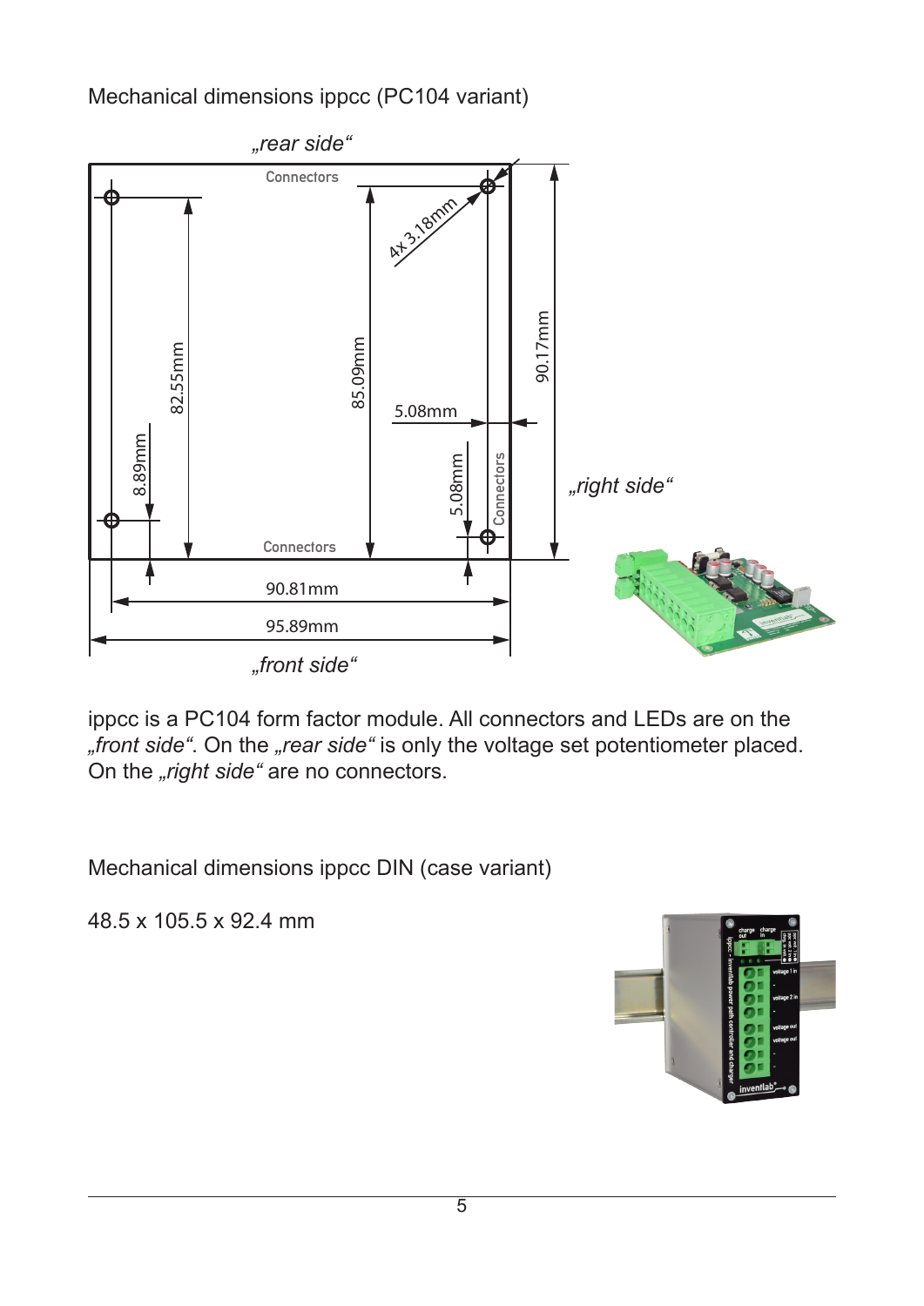Mechanical dimensions ippcc (PC104 variant)

ippcc is a PC104 form factor module. All connectors and LEDs are on the *„front side"*. On the *„rear side"* is only the voltage set potentiometer placed. On the *„right side"* are no connectors.

Mechanical dimensions ippcc DIN (case variant)

48.5 x 105.5 x 92.4 mm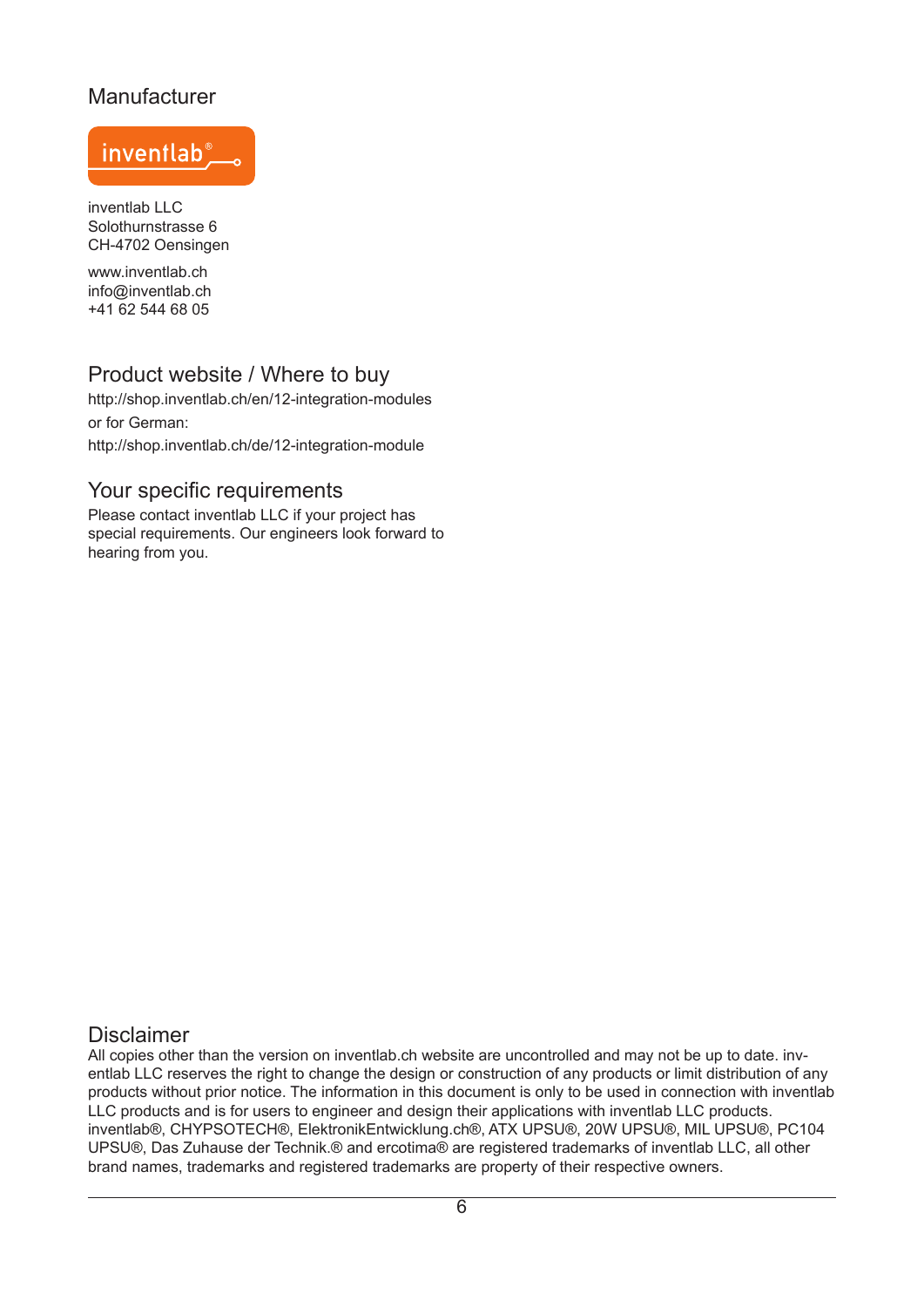## Manufacturer

inventlab®

inventlab LLC
Solothurnstrasse 6
CH-4702 Oensingen

www.inventlab.ch
info@inventlab.ch
+41 62 544 68 05

## Product website / Where to buy

http://shop.inventlab.ch/en/12-integration-modules

or for German:

http://shop.inventlab.ch/de/12-integration-module

## Your specific requirements

Please contact inventlab LLC if your project has special requirements. Our engineers look forward to hearing from you.

## Disclaimer

All copies other than the version on inventlab.ch website are uncontrolled and may not be up to date. inventlab LLC reserves the right to change the design or construction of any products or limit distribution of any products without prior notice. The information in this document is only to be used in connection with inventlab LLC products and is for users to engineer and design their applications with inventlab LLC products. inventlab®, CHYPSOTECH®, ElektronikEntwicklung.ch®, ATX UPSU®, 20W UPSU®, MIL UPSU®, PC104 UPSU®, Das Zuhause der Technik.® and ercotima® are registered trademarks of inventlab LLC, all other brand names, trademarks and registered trademarks are property of their respective owners.